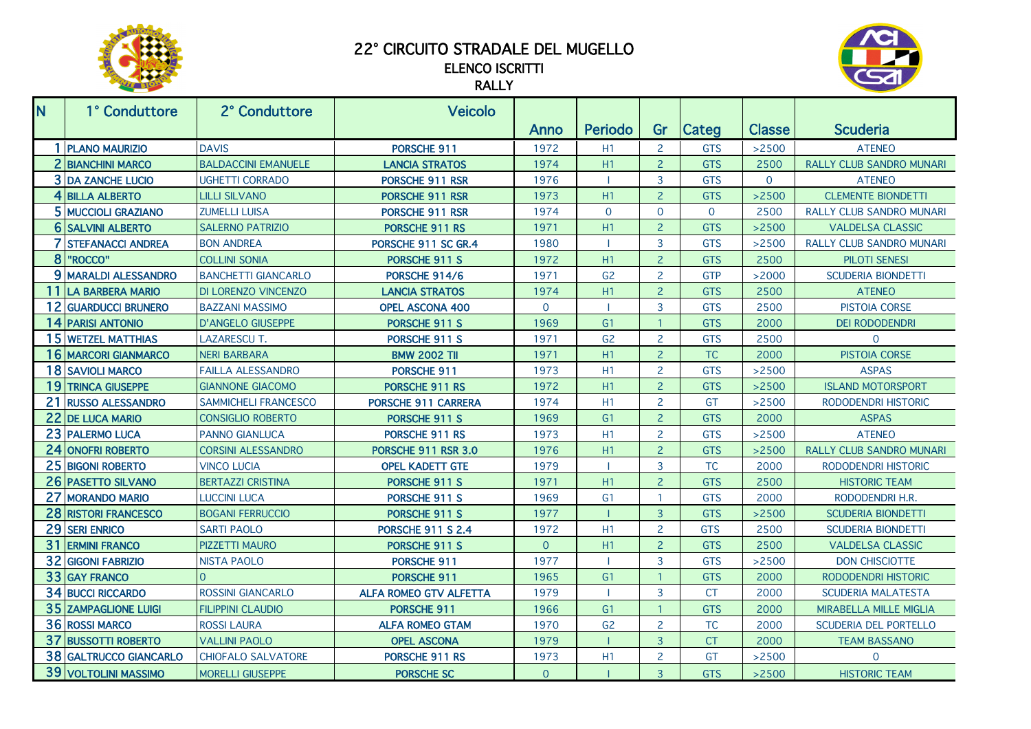# 22° CIRCUITO STRADALE DEL MUGELLO

## ELENCO ISCRITTI

## RALLY

| N | 1° Conduttore | 2° Conduttore | Veicolo | Anno | Periodo | Gr | Categ | Classe | Scuderia |
|---|---|---|---|---|---|---|---|---|---|
| 1 | PLANO MAURIZIO | DAVIS | PORSCHE 911 | 1972 | H1 | 2 | GTS | >2500 | ATENEO |
| 2 | BIANCHINI MARCO | BALDACCINI EMANUELE | LANCIA STRATOS | 1974 | H1 | 2 | GTS | 2500 | RALLY CLUB SANDRO MUNARI |
| 3 | DA ZANCHE LUCIO | UGHETTI CORRADO | PORSCHE 911 RSR | 1976 | I | 3 | GTS | 0 | ATENEO |
| 4 | BILLA ALBERTO | LILLI SILVANO | PORSCHE 911 RSR | 1973 | H1 | 2 | GTS | >2500 | CLEMENTE BIONDETTI |
| 5 | MUCCIOLI GRAZIANO | ZUMELLI LUISA | PORSCHE 911 RSR | 1974 | 0 | 0 | 0 | 2500 | RALLY CLUB SANDRO MUNARI |
| 6 | SALVINI ALBERTO | SALERNO PATRIZIO | PORSCHE 911 RS | 1971 | H1 | 2 | GTS | >2500 | VALDELSA CLASSIC |
| 7 | STEFANACCI ANDREA | BON ANDREA | PORSCHE 911 SC GR.4 | 1980 | I | 3 | GTS | >2500 | RALLY CLUB SANDRO MUNARI |
| 8 | "ROCCO" | COLLINI SONIA | PORSCHE 911 S | 1972 | H1 | 2 | GTS | 2500 | PILOTI SENESI |
| 9 | MARALDI ALESSANDRO | BANCHETTI GIANCARLO | PORSCHE 914/6 | 1971 | G2 | 2 | GTP | >2000 | SCUDERIA BIONDETTI |
| 11 | LA BARBERA MARIO | DI LORENZO VINCENZO | LANCIA STRATOS | 1974 | H1 | 2 | GTS | 2500 | ATENEO |
| 12 | GUARDUCCI BRUNERO | BAZZANI MASSIMO | OPEL ASCONA 400 | 0 | I | 3 | GTS | 2500 | PISTOIA CORSE |
| 14 | PARISI ANTONIO | D'ANGELO GIUSEPPE | PORSCHE 911 S | 1969 | G1 | 1 | GTS | 2000 | DEI RODODENDRI |
| 15 | WETZEL MATTHIAS | LAZARESCU T. | PORSCHE 911 S | 1971 | G2 | 2 | GTS | 2500 | 0 |
| 16 | MARCORI GIANMARCO | NERI BARBARA | BMW 2002 TII | 1971 | H1 | 2 | TC | 2000 | PISTOIA CORSE |
| 18 | SAVIOLI MARCO | FAILLA ALESSANDRO | PORSCHE 911 | 1973 | H1 | 2 | GTS | >2500 | ASPAS |
| 19 | TRINCA GIUSEPPE | GIANNONE GIACOMO | PORSCHE 911 RS | 1972 | H1 | 2 | GTS | >2500 | ISLAND MOTORSPORT |
| 21 | RUSSO ALESSANDRO | SAMMICHELI FRANCESCO | PORSCHE 911 CARRERA | 1974 | H1 | 2 | GT | >2500 | RODODENDRI HISTORIC |
| 22 | DE LUCA MARIO | CONSIGLIO ROBERTO | PORSCHE 911 S | 1969 | G1 | 2 | GTS | 2000 | ASPAS |
| 23 | PALERMO LUCA | PANNO GIANLUCA | PORSCHE 911 RS | 1973 | H1 | 2 | GTS | >2500 | ATENEO |
| 24 | ONOFRI ROBERTO | CORSINI ALESSANDRO | PORSCHE 911 RSR 3.0 | 1976 | H1 | 2 | GTS | >2500 | RALLY CLUB SANDRO MUNARI |
| 25 | BIGONI ROBERTO | VINCO LUCIA | OPEL KADETT GTE | 1979 | I | 3 | TC | 2000 | RODODENDRI HISTORIC |
| 26 | PASETTO SILVANO | BERTAZZI CRISTINA | PORSCHE 911 S | 1971 | H1 | 2 | GTS | 2500 | HISTORIC TEAM |
| 27 | MORANDO MARIO | LUCCINI LUCA | PORSCHE 911 S | 1969 | G1 | 1 | GTS | 2000 | RODODENDRI H.R. |
| 28 | RISTORI FRANCESCO | BOGANI FERRUCCIO | PORSCHE 911 S | 1977 | I | 3 | GTS | >2500 | SCUDERIA BIONDETTI |
| 29 | SERI ENRICO | SARTI PAOLO | PORSCHE 911 S 2.4 | 1972 | H1 | 2 | GTS | 2500 | SCUDERIA BIONDETTI |
| 31 | ERMINI FRANCO | PIZZETTI MAURO | PORSCHE 911 S | 0 | H1 | 2 | GTS | 2500 | VALDELSA CLASSIC |
| 32 | GIGONI FABRIZIO | NISTA PAOLO | PORSCHE 911 | 1977 | I | 3 | GTS | >2500 | DON CHISCIOTTE |
| 33 | GAY FRANCO | 0 | PORSCHE 911 | 1965 | G1 | 1 | GTS | 2000 | RODODENDRI HISTORIC |
| 34 | BUCCI RICCARDO | ROSSINI GIANCARLO | ALFA ROMEO GTV ALFETTA | 1979 | I | 3 | CT | 2000 | SCUDERIA MALATESTA |
| 35 | ZAMPAGLIONE LUIGI | FILIPPINI CLAUDIO | PORSCHE 911 | 1966 | G1 | 1 | GTS | 2000 | MIRABELLA MILLE MIGLIA |
| 36 | ROSSI MARCO | ROSSI LAURA | ALFA ROMEO GTAM | 1970 | G2 | 2 | TC | 2000 | SCUDERIA DEL PORTELLO |
| 37 | BUSSOTTI ROBERTO | VALLINI PAOLO | OPEL ASCONA | 1979 | I | 3 | CT | 2000 | TEAM BASSANO |
| 38 | GALTRUCCO GIANCARLO | CHIOFALO SALVATORE | PORSCHE 911 RS | 1973 | H1 | 2 | GT | >2500 | 0 |
| 39 | VOLTOLINI MASSIMO | MORELLI GIUSEPPE | PORSCHE SC | 0 | I | 3 | GTS | >2500 | HISTORIC TEAM |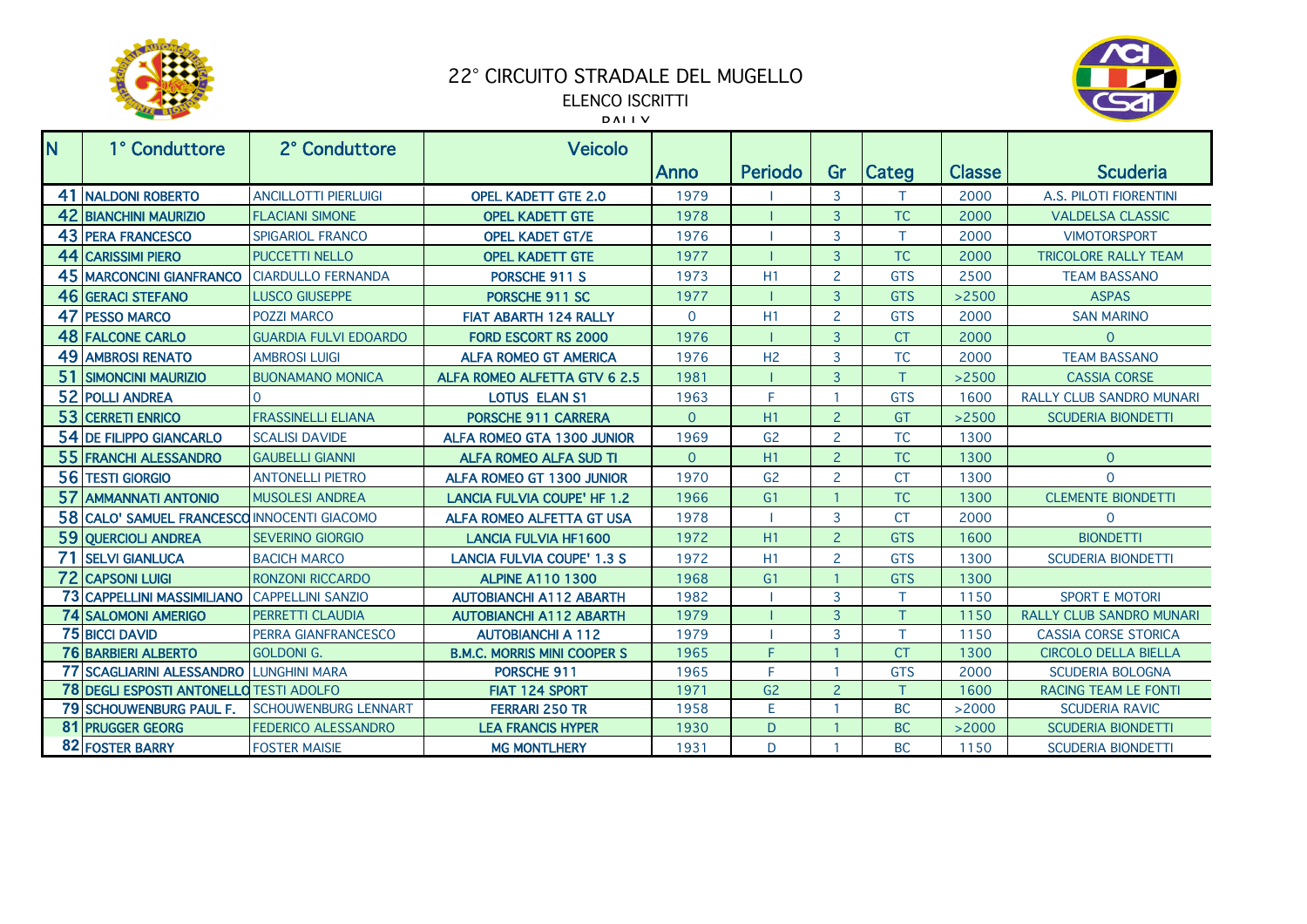# 22° CIRCUITO STRADALE DEL MUGELLO

## ELENCO ISCRITTI

RALLY

| N | 1° Conduttore | 2° Conduttore | Veicolo | Anno | Periodo | Gr | Categ | Classe | Scuderia |
|---|---|---|---|---|---|---|---|---|---|
| 41 | NALDONI ROBERTO | ANCILLOTTI PIERLUIGI | OPEL KADETT GTE 2.0 | 1979 | I | 3 | T | 2000 | A.S. PILOTI FIORENTINI |
| 42 | BIANCHINI MAURIZIO | FLACIANI SIMONE | OPEL KADETT GTE | 1978 | I | 3 | TC | 2000 | VALDELSA CLASSIC |
| 43 | PERA FRANCESCO | SPIGARIOL FRANCO | OPEL KADET GT/E | 1976 | I | 3 | T | 2000 | VIMOTORSPORT |
| 44 | CARISSIMI PIERO | PUCCETTI NELLO | OPEL KADETT GTE | 1977 | I | 3 | TC | 2000 | TRICOLORE RALLY TEAM |
| 45 | MARCONCINI GIANFRANCO | CIARDULLO FERNANDA | PORSCHE 911 S | 1973 | H1 | 2 | GTS | 2500 | TEAM BASSANO |
| 46 | GERACI STEFANO | LUSCO GIUSEPPE | PORSCHE 911 SC | 1977 | I | 3 | GTS | >2500 | ASPAS |
| 47 | PESSO MARCO | POZZI MARCO | FIAT ABARTH 124 RALLY | 0 | H1 | 2 | GTS | 2000 | SAN MARINO |
| 48 | FALCONE CARLO | GUARDIA FULVI EDOARDO | FORD ESCORT RS 2000 | 1976 | I | 3 | CT | 2000 | 0 |
| 49 | AMBROSI RENATO | AMBROSI LUIGI | ALFA ROMEO GT AMERICA | 1976 | H2 | 3 | TC | 2000 | TEAM BASSANO |
| 51 | SIMONCINI MAURIZIO | BUONAMANO MONICA | ALFA ROMEO ALFETTA GTV 6 2.5 | 1981 | I | 3 | T | >2500 | CASSIA CORSE |
| 52 | POLLI ANDREA | 0 | LOTUS ELAN S1 | 1963 | F | 1 | GTS | 1600 | RALLY CLUB SANDRO MUNARI |
| 53 | CERRETI ENRICO | FRASSINELLI ELIANA | PORSCHE 911 CARRERA | 0 | H1 | 2 | GT | >2500 | SCUDERIA BIONDETTI |
| 54 | DE FILIPPO GIANCARLO | SCALISI DAVIDE | ALFA ROMEO GTA 1300 JUNIOR | 1969 | G2 | 2 | TC | 1300 | |
| 55 | FRANCHI ALESSANDRO | GAUBELLI GIANNI | ALFA ROMEO ALFA SUD TI | 0 | H1 | 2 | TC | 1300 | 0 |
| 56 | TESTI GIORGIO | ANTONELLI PIETRO | ALFA ROMEO GT 1300 JUNIOR | 1970 | G2 | 2 | CT | 1300 | 0 |
| 57 | AMMANNATI ANTONIO | MUSOLESI ANDREA | LANCIA FULVIA COUPE' HF 1.2 | 1966 | G1 | 1 | TC | 1300 | CLEMENTE BIONDETTI |
| 58 | CALO' SAMUEL FRANCESCO | INNOCENTI GIACOMO | ALFA ROMEO ALFETTA GT USA | 1978 | I | 3 | CT | 2000 | 0 |
| 59 | QUERCIOLI ANDREA | SEVERINO GIORGIO | LANCIA FULVIA HF1600 | 1972 | H1 | 2 | GTS | 1600 | BIONDETTI |
| 71 | SELVI GIANLUCA | BACICH MARCO | LANCIA FULVIA COUPE' 1.3 S | 1972 | H1 | 2 | GTS | 1300 | SCUDERIA BIONDETTI |
| 72 | CAPSONI LUIGI | RONZONI RICCARDO | ALPINE A110 1300 | 1968 | G1 | 1 | GTS | 1300 | |
| 73 | CAPPELLINI MASSIMILIANO | CAPPELLINI SANZIO | AUTOBIANCHI A112 ABARTH | 1982 | I | 3 | T | 1150 | SPORT E MOTORI |
| 74 | SALOMONI AMERIGO | PERRETTI CLAUDIA | AUTOBIANCHI A112 ABARTH | 1979 | I | 3 | T | 1150 | RALLY CLUB SANDRO MUNARI |
| 75 | BICCI DAVID | PERRA GIANFRANCESCO | AUTOBIANCHI A 112 | 1979 | I | 3 | T | 1150 | CASSIA CORSE STORICA |
| 76 | BARBIERI ALBERTO | GOLDONI G. | B.M.C. MORRIS MINI COOPER S | 1965 | F | 1 | CT | 1300 | CIRCOLO DELLA BIELLA |
| 77 | SCAGLIARINI ALESSANDRO | LUNGHINI MARA | PORSCHE 911 | 1965 | F | 1 | GTS | 2000 | SCUDERIA BOLOGNA |
| 78 | DEGLI ESPOSTI ANTONELLO | TESTI ADOLFO | FIAT 124 SPORT | 1971 | G2 | 2 | T | 1600 | RACING TEAM LE FONTI |
| 79 | SCHOUWENBURG PAUL F. | SCHOUWENBURG LENNART | FERRARI 250 TR | 1958 | E | 1 | BC | >2000 | SCUDERIA RAVIC |
| 81 | PRUGGER GEORG | FEDERICO ALESSANDRO | LEA FRANCIS HYPER | 1930 | D | 1 | BC | >2000 | SCUDERIA BIONDETTI |
| 82 | FOSTER BARRY | FOSTER MAISIE | MG MONTLHERY | 1931 | D | 1 | BC | 1150 | SCUDERIA BIONDETTI |